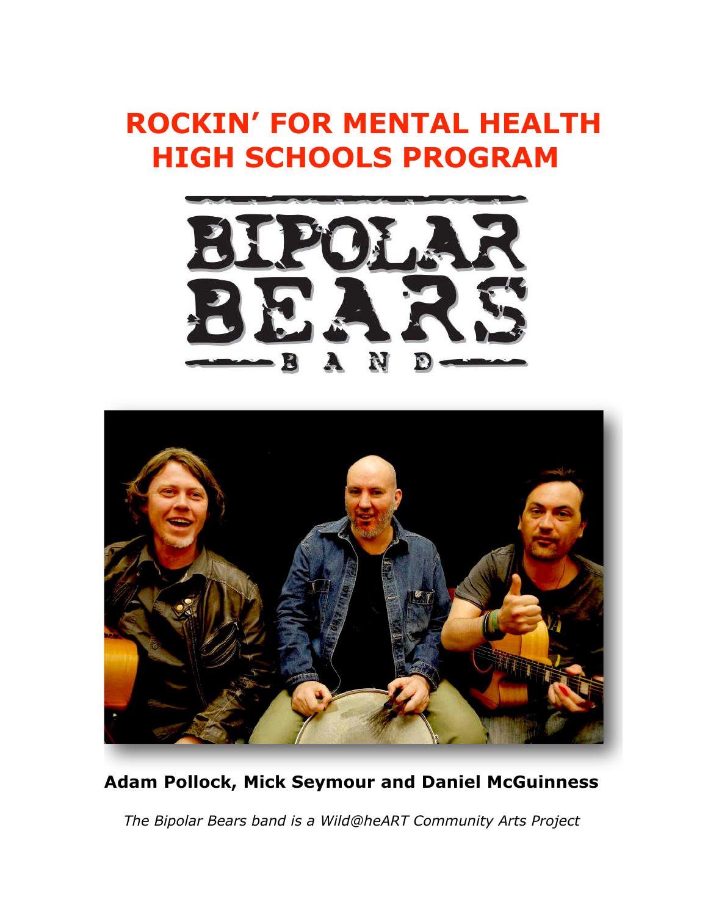# ROCKIN' FOR MENTAL HEALTH HIGH SCHOOLS PROGRAM

BIPOLAR BEARS BAND

**Adam Pollock, Mick Seymour and Daniel McGuinness**

*The Bipolar Bears band is a Wild@heART Community Arts Project*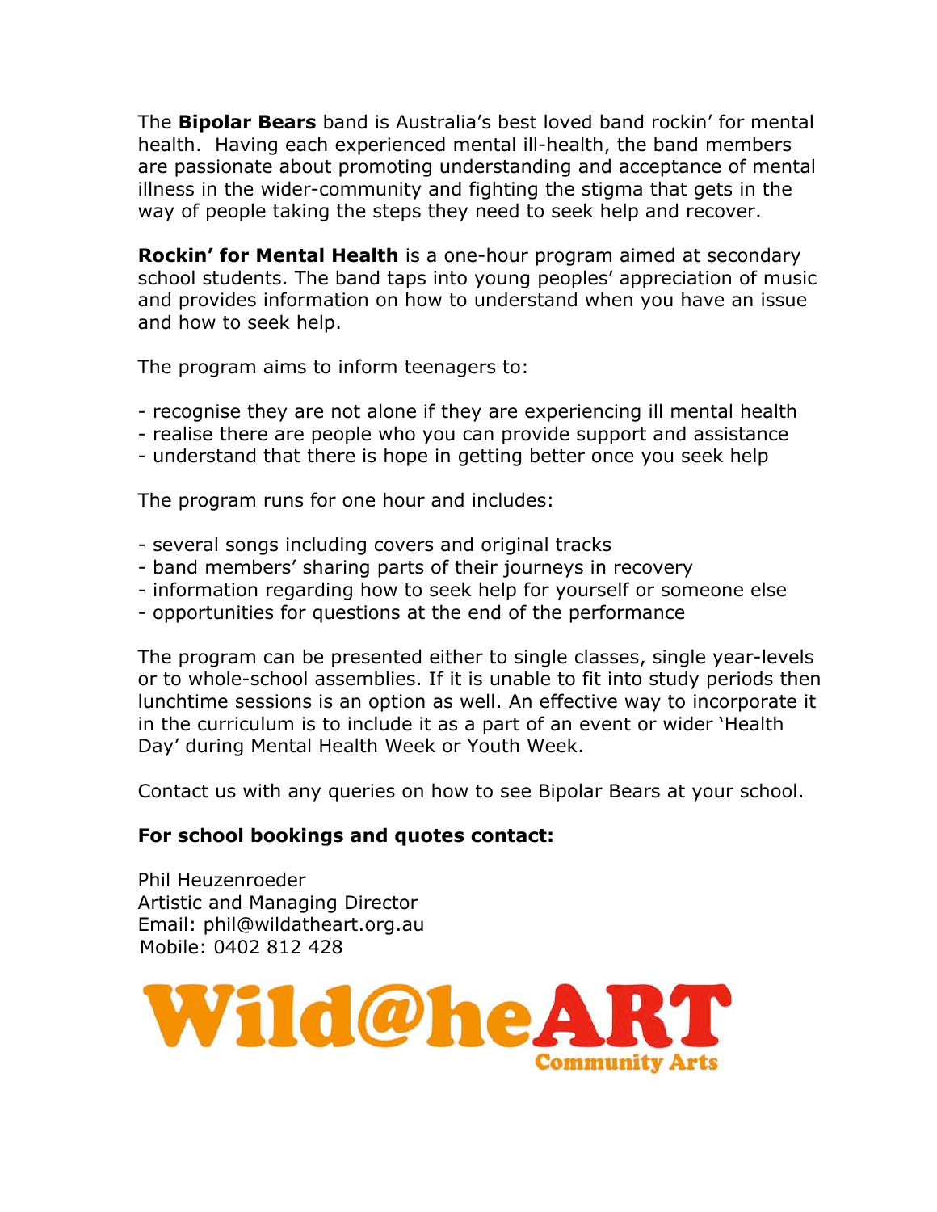The **Bipolar Bears** band is Australia's best loved band rockin' for mental health. Having each experienced mental ill-health, the band members are passionate about promoting understanding and acceptance of mental illness in the wider-community and fighting the stigma that gets in the way of people taking the steps they need to seek help and recover.

**Rockin' for Mental Health** is a one-hour program aimed at secondary school students. The band taps into young peoples' appreciation of music and provides information on how to understand when you have an issue and how to seek help.

The program aims to inform teenagers to:

- recognise they are not alone if they are experiencing ill mental health
- realise there are people who you can provide support and assistance
- understand that there is hope in getting better once you seek help

The program runs for one hour and includes:

- several songs including covers and original tracks
- band members' sharing parts of their journeys in recovery
- information regarding how to seek help for yourself or someone else
- opportunities for questions at the end of the performance

The program can be presented either to single classes, single year-levels or to whole-school assemblies. If it is unable to fit into study periods then lunchtime sessions is an option as well. An effective way to incorporate it in the curriculum is to include it as a part of an event or wider 'Health Day' during Mental Health Week or Youth Week.

Contact us with any queries on how to see Bipolar Bears at your school.

**For school bookings and quotes contact:**

Phil Heuzenroeder
Artistic and Managing Director
Email: phil@wildatheart.org.au
Mobile: 0402 812 428

Wild@heART
Community Arts